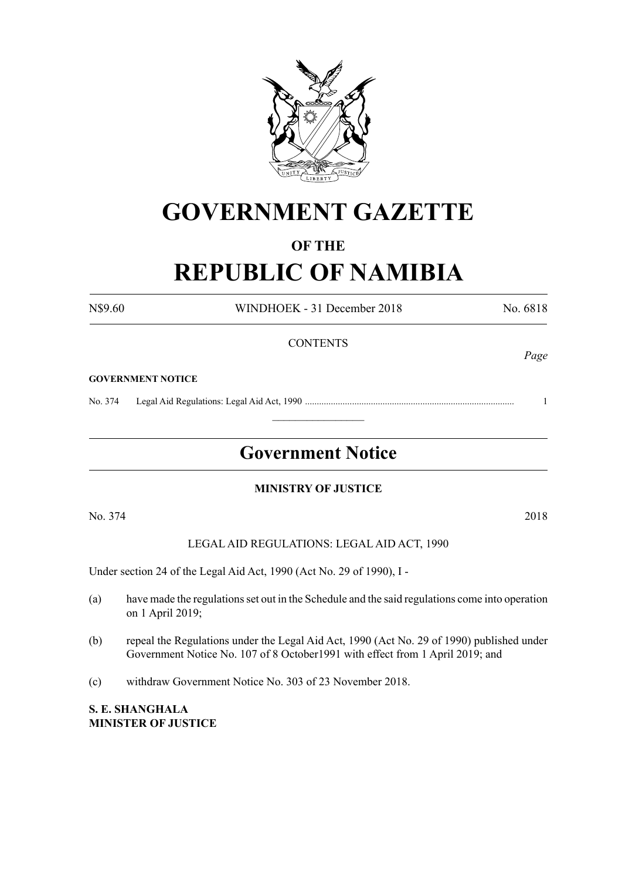# GOVERNMENT GAZETTE

## OF THE

# REPUBLIC OF NAMIBIA

N$9.60 WINDHOEK - 31 December 2018 No. 6818

CONTENTS

*Page*

**GOVERNMENT NOTICE**

No. 374 Legal Aid Regulations: Legal Aid Act, 1990 ........................................................................................ 1

---

## Government Notice

**MINISTRY OF JUSTICE**

No. 374 2018

LEGAL AID REGULATIONS: LEGAL AID ACT, 1990

Under section 24 of the Legal Aid Act, 1990 (Act No. 29 of 1990), I -

(a) have made the regulations set out in the Schedule and the said regulations come into operation on 1 April 2019;

(b) repeal the Regulations under the Legal Aid Act, 1990 (Act No. 29 of 1990) published under Government Notice No. 107 of 8 October1991 with effect from 1 April 2019; and

(c) withdraw Government Notice No. 303 of 23 November 2018.

**S. E. SHANGHALA**
**MINISTER OF JUSTICE**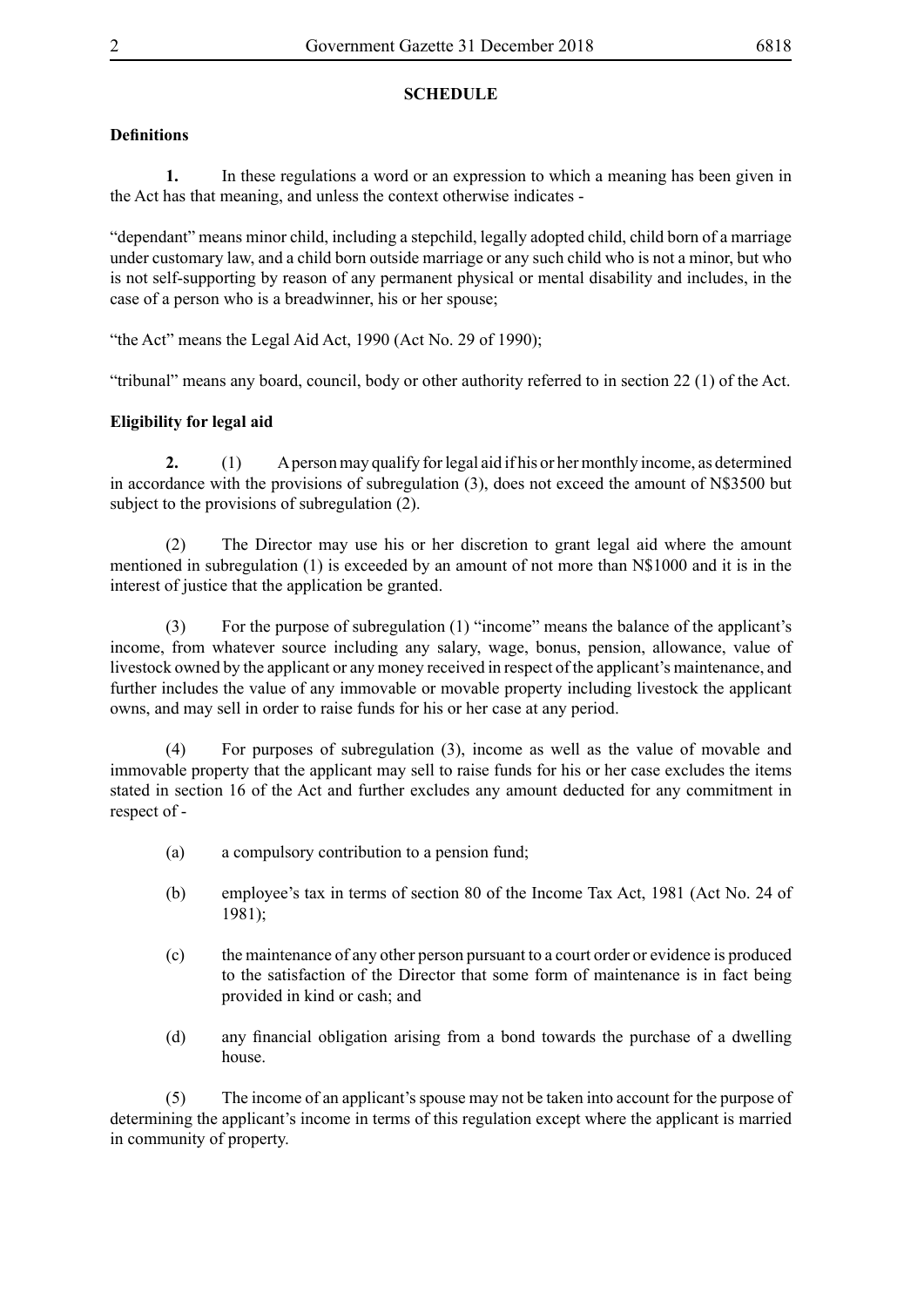## SCHEDULE

### Definitions

**1.** In these regulations a word or an expression to which a meaning has been given in the Act has that meaning, and unless the context otherwise indicates -

"dependant" means minor child, including a stepchild, legally adopted child, child born of a marriage under customary law, and a child born outside marriage or any such child who is not a minor, but who is not self-supporting by reason of any permanent physical or mental disability and includes, in the case of a person who is a breadwinner, his or her spouse;

"the Act" means the Legal Aid Act, 1990 (Act No. 29 of 1990);

"tribunal" means any board, council, body or other authority referred to in section 22 (1) of the Act.

### Eligibility for legal aid

**2.** (1) A person may qualify for legal aid if his or her monthly income, as determined in accordance with the provisions of subregulation (3), does not exceed the amount of N$3500 but subject to the provisions of subregulation (2).

(2) The Director may use his or her discretion to grant legal aid where the amount mentioned in subregulation (1) is exceeded by an amount of not more than N$1000 and it is in the interest of justice that the application be granted.

(3) For the purpose of subregulation (1) "income" means the balance of the applicant's income, from whatever source including any salary, wage, bonus, pension, allowance, value of livestock owned by the applicant or any money received in respect of the applicant's maintenance, and further includes the value of any immovable or movable property including livestock the applicant owns, and may sell in order to raise funds for his or her case at any period.

(4) For purposes of subregulation (3), income as well as the value of movable and immovable property that the applicant may sell to raise funds for his or her case excludes the items stated in section 16 of the Act and further excludes any amount deducted for any commitment in respect of -

(a) a compulsory contribution to a pension fund;

(b) employee's tax in terms of section 80 of the Income Tax Act, 1981 (Act No. 24 of 1981);

(c) the maintenance of any other person pursuant to a court order or evidence is produced to the satisfaction of the Director that some form of maintenance is in fact being provided in kind or cash; and

(d) any financial obligation arising from a bond towards the purchase of a dwelling house.

(5) The income of an applicant's spouse may not be taken into account for the purpose of determining the applicant's income in terms of this regulation except where the applicant is married in community of property.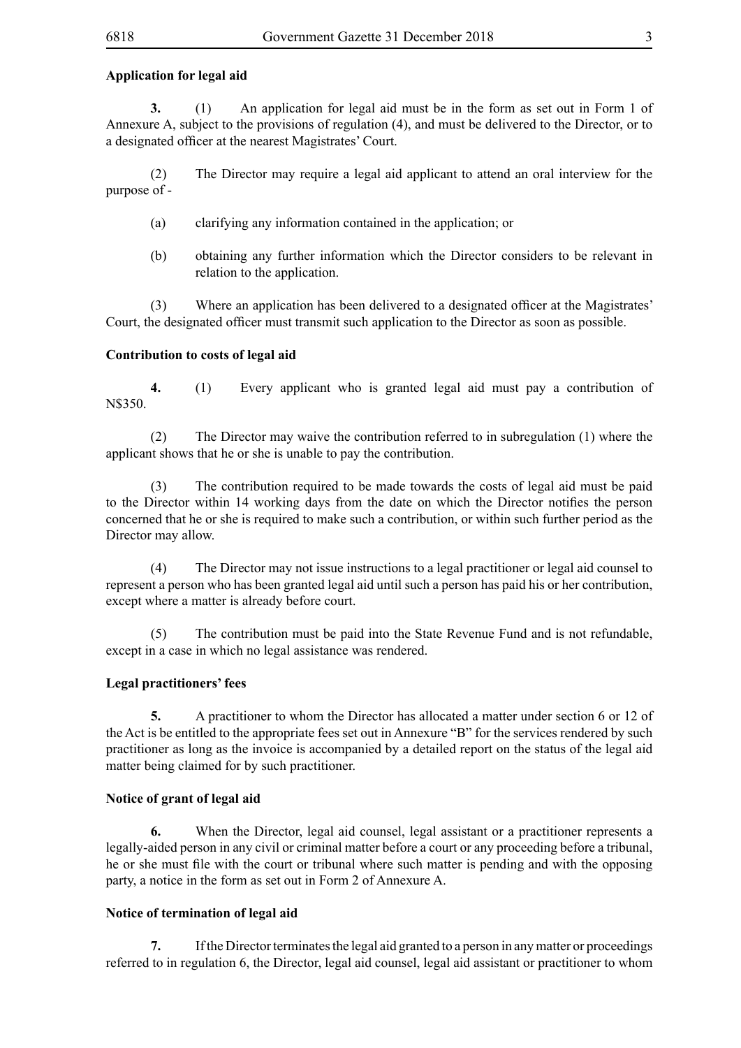**Application for legal aid**

**3.** (1) An application for legal aid must be in the form as set out in Form 1 of Annexure A, subject to the provisions of regulation (4), and must be delivered to the Director, or to a designated officer at the nearest Magistrates' Court.

(2) The Director may require a legal aid applicant to attend an oral interview for the purpose of -

(a) clarifying any information contained in the application; or

(b) obtaining any further information which the Director considers to be relevant in relation to the application.

(3) Where an application has been delivered to a designated officer at the Magistrates' Court, the designated officer must transmit such application to the Director as soon as possible.

**Contribution to costs of legal aid**

**4.** (1) Every applicant who is granted legal aid must pay a contribution of N$350.

(2) The Director may waive the contribution referred to in subregulation (1) where the applicant shows that he or she is unable to pay the contribution.

(3) The contribution required to be made towards the costs of legal aid must be paid to the Director within 14 working days from the date on which the Director notifies the person concerned that he or she is required to make such a contribution, or within such further period as the Director may allow.

(4) The Director may not issue instructions to a legal practitioner or legal aid counsel to represent a person who has been granted legal aid until such a person has paid his or her contribution, except where a matter is already before court.

(5) The contribution must be paid into the State Revenue Fund and is not refundable, except in a case in which no legal assistance was rendered.

**Legal practitioners' fees**

**5.** A practitioner to whom the Director has allocated a matter under section 6 or 12 of the Act is be entitled to the appropriate fees set out in Annexure "B" for the services rendered by such practitioner as long as the invoice is accompanied by a detailed report on the status of the legal aid matter being claimed for by such practitioner.

**Notice of grant of legal aid**

**6.** When the Director, legal aid counsel, legal assistant or a practitioner represents a legally-aided person in any civil or criminal matter before a court or any proceeding before a tribunal, he or she must file with the court or tribunal where such matter is pending and with the opposing party, a notice in the form as set out in Form 2 of Annexure A.

**Notice of termination of legal aid**

**7.** If the Director terminates the legal aid granted to a person in any matter or proceedings referred to in regulation 6, the Director, legal aid counsel, legal aid assistant or practitioner to whom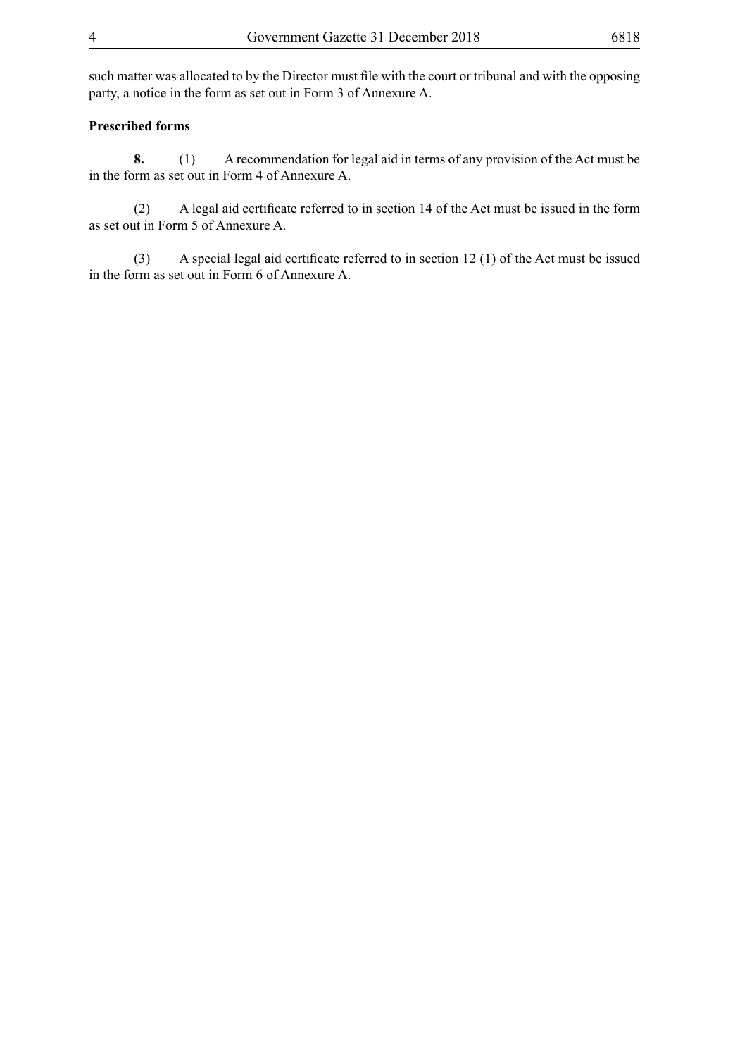such matter was allocated to by the Director must file with the court or tribunal and with the opposing party, a notice in the form as set out in Form 3 of Annexure A.

**Prescribed forms**

**8.** (1) A recommendation for legal aid in terms of any provision of the Act must be in the form as set out in Form 4 of Annexure A.

(2) A legal aid certificate referred to in section 14 of the Act must be issued in the form as set out in Form 5 of Annexure A.

(3) A special legal aid certificate referred to in section 12 (1) of the Act must be issued in the form as set out in Form 6 of Annexure A.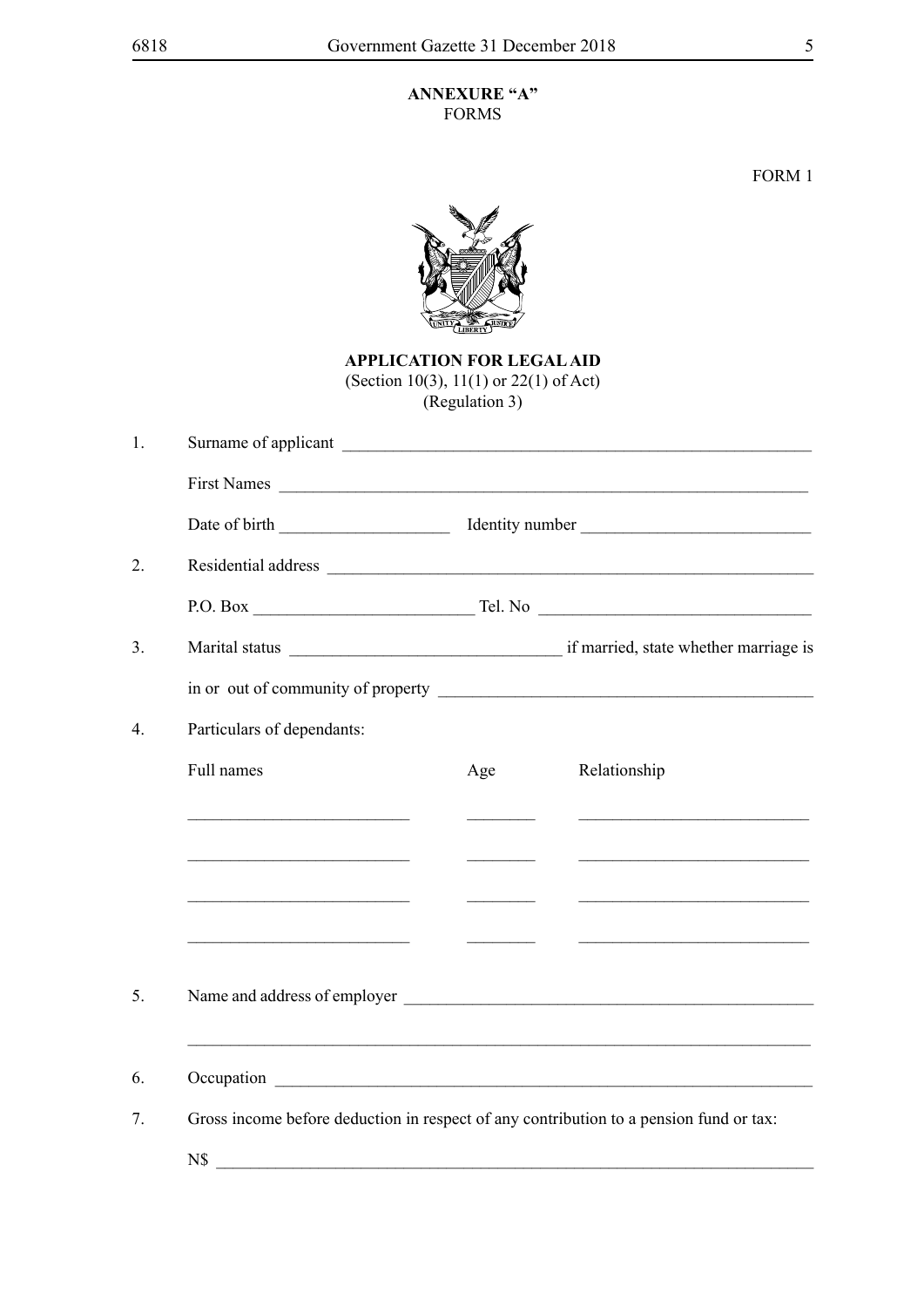**ANNEXURE "A"**
FORMS

FORM 1

**APPLICATION FOR LEGAL AID**
(Section 10(3), 11(1) or 22(1) of Act)
(Regulation 3)

1. Surname of applicant ______________________________________________________

   First Names ______________________________________________________________

   Date of birth ____________________ Identity number __________________________

2. Residential address _______________________________________________________

   P.O. Box __________________________ Tel. No ________________________________

3. Marital status ________________________________ if married, state whether marriage is

   in or out of community of property ___________________________________________

4. Particulars of dependants:

| Full names | Age | Relationship |
|---|---|---|
| __________________________ | ________ | ____________________________ |
| __________________________ | ________ | ____________________________ |
| __________________________ | ________ | ____________________________ |
| __________________________ | ________ | ____________________________ |

5. Name and address of employer ______________________________________________

   ______________________________________________________________________________

6. Occupation ________________________________________________________________

7. Gross income before deduction in respect of any contribution to a pension fund or tax:

   N$ ___________________________________________________________________________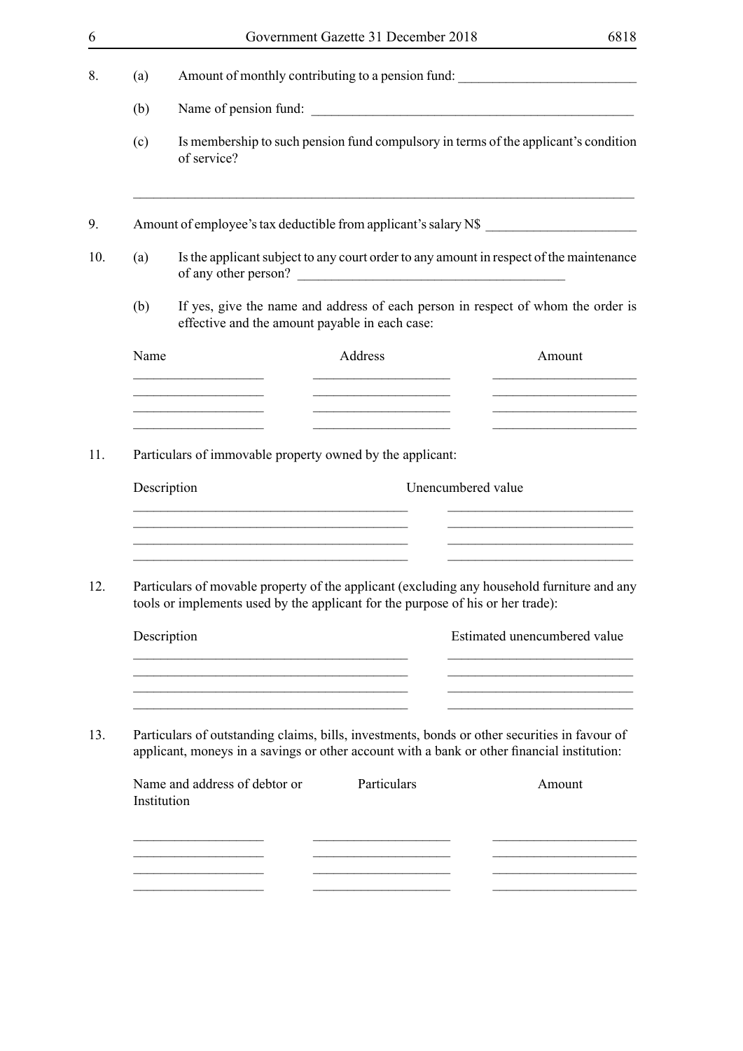8. (a) Amount of monthly contributing to a pension fund: __________________________

   (b) Name of pension fund: ________________________________________________

   (c) Is membership to such pension fund compulsory in terms of the applicant's condition of service?

   ____________________________________________________________________________

9. Amount of employee's tax deductible from applicant's salary N$ ______________________

10. (a) Is the applicant subject to any court order to any amount in respect of the maintenance of any other person? ________________________________________

    (b) If yes, give the name and address of each person in respect of whom the order is effective and the amount payable in each case:

| Name | Address | Amount |
|---|---|---|
| | | |
| | | |
| | | |
| | | |

11. Particulars of immovable property owned by the applicant:

| Description | Unencumbered value |
|---|---|
| | |
| | |
| | |
| | |

12. Particulars of movable property of the applicant (excluding any household furniture and any tools or implements used by the applicant for the purpose of his or her trade):

| Description | Estimated unencumbered value |
|---|---|
| | |
| | |
| | |
| | |

13. Particulars of outstanding claims, bills, investments, bonds or other securities in favour of applicant, moneys in a savings or other account with a bank or other financial institution:

| Name and address of debtor or Institution | Particulars | Amount |
|---|---|---|
| | | |
| | | |
| | | |
| | | |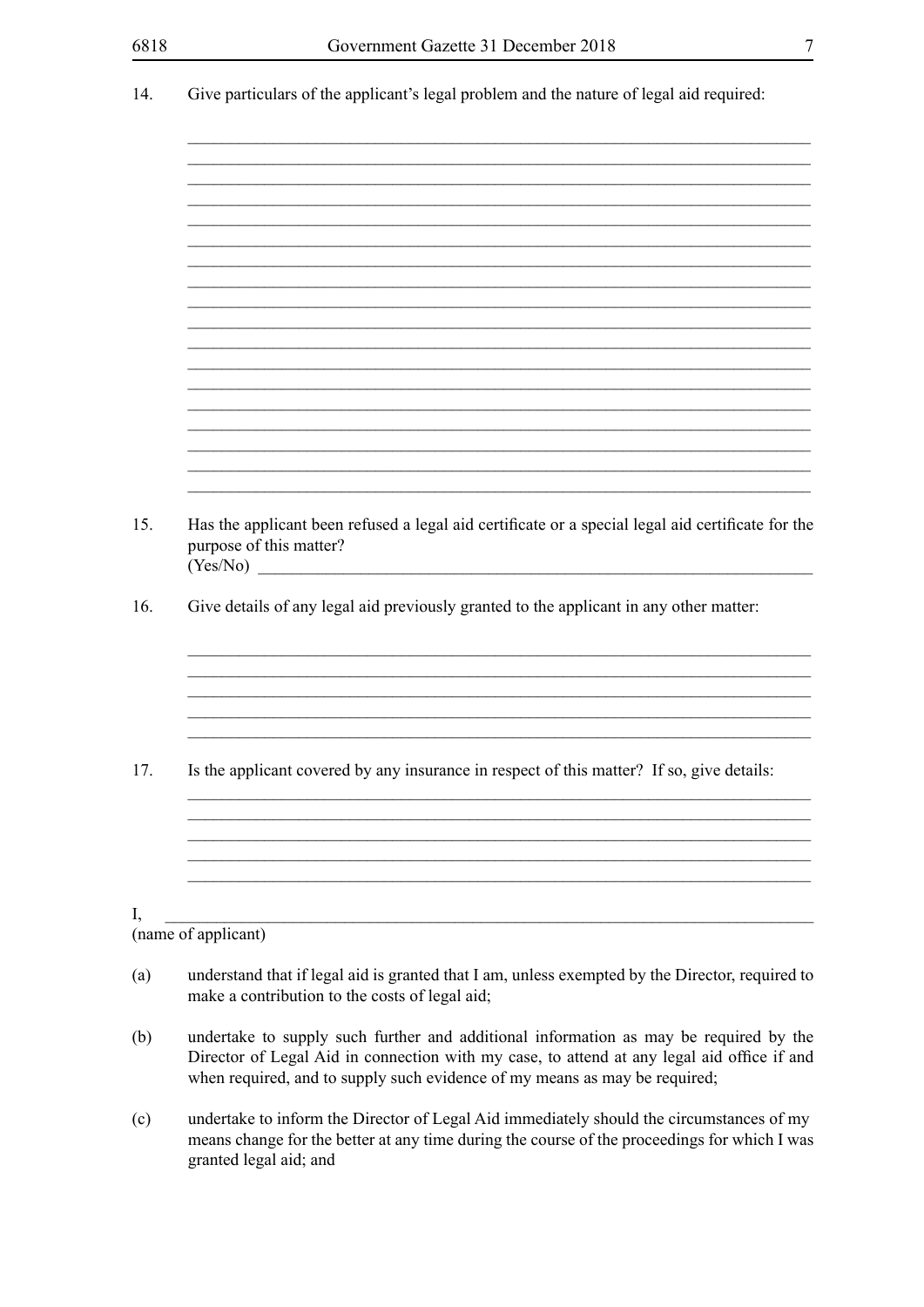14. Give particulars of the applicant's legal problem and the nature of legal aid required:

____________________________________________________________________________
____________________________________________________________________________
____________________________________________________________________________
____________________________________________________________________________
____________________________________________________________________________
____________________________________________________________________________
____________________________________________________________________________
____________________________________________________________________________
____________________________________________________________________________
____________________________________________________________________________
____________________________________________________________________________
____________________________________________________________________________
____________________________________________________________________________
____________________________________________________________________________
____________________________________________________________________________
____________________________________________________________________________
____________________________________________________________________________
____________________________________________________________________________
____________________________________________________________________________

15. Has the applicant been refused a legal aid certificate or a special legal aid certificate for the purpose of this matter?
(Yes/No) ____________________________________________________________________

16. Give details of any legal aid previously granted to the applicant in any other matter:

____________________________________________________________________________
____________________________________________________________________________
____________________________________________________________________________
____________________________________________________________________________
____________________________________________________________________________

17. Is the applicant covered by any insurance in respect of this matter? If so, give details:

____________________________________________________________________________
____________________________________________________________________________
____________________________________________________________________________
____________________________________________________________________________
____________________________________________________________________________

I, ____________________________________________________________________________
(name of applicant)

(a) understand that if legal aid is granted that I am, unless exempted by the Director, required to make a contribution to the costs of legal aid;

(b) undertake to supply such further and additional information as may be required by the Director of Legal Aid in connection with my case, to attend at any legal aid office if and when required, and to supply such evidence of my means as may be required;

(c) undertake to inform the Director of Legal Aid immediately should the circumstances of my means change for the better at any time during the course of the proceedings for which I was granted legal aid; and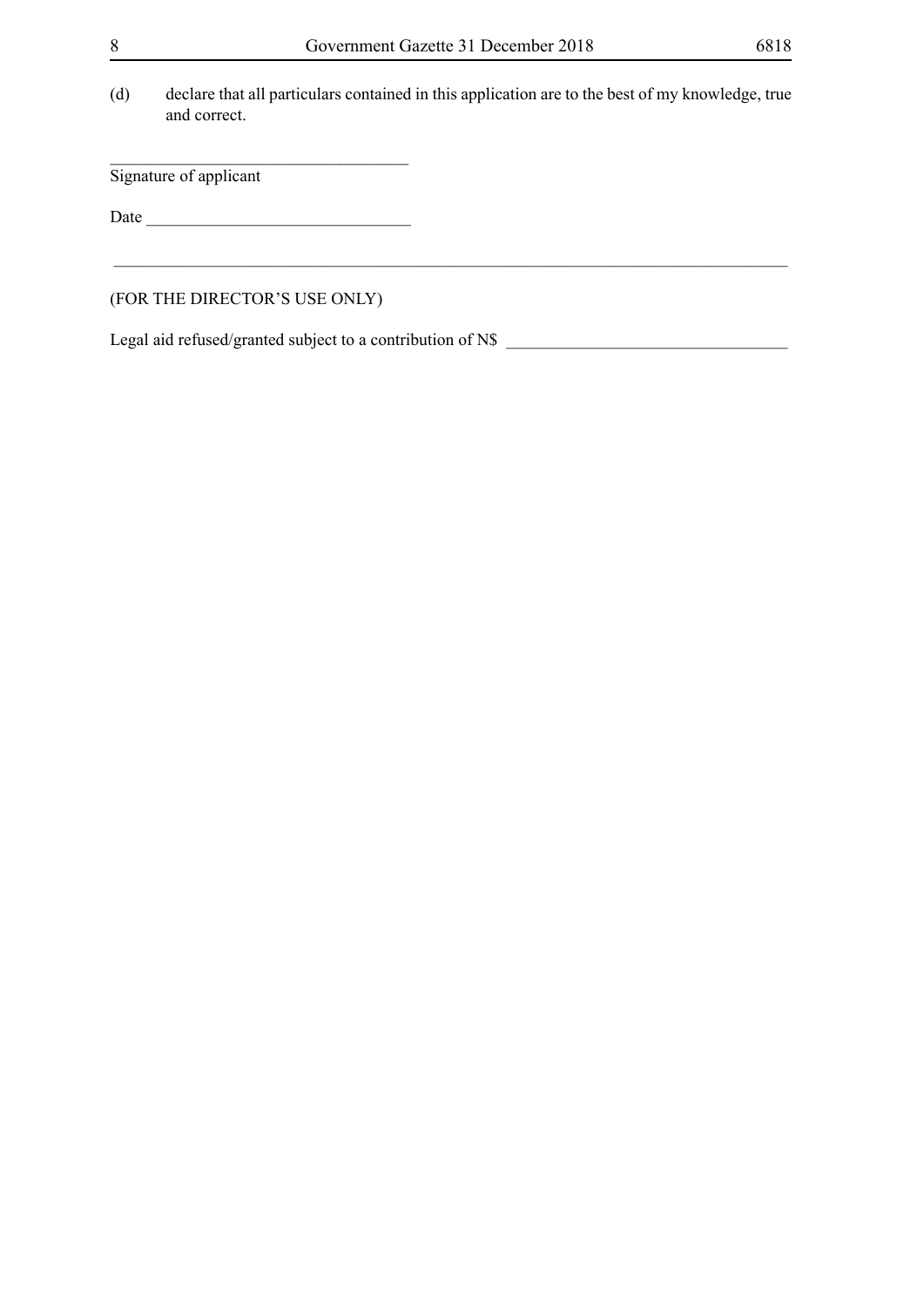(d) declare that all particulars contained in this application are to the best of my knowledge, true and correct.

____________________________________
Signature of applicant

Date _______________________________

---

(FOR THE DIRECTOR'S USE ONLY)

Legal aid refused/granted subject to a contribution of N$ _________________________________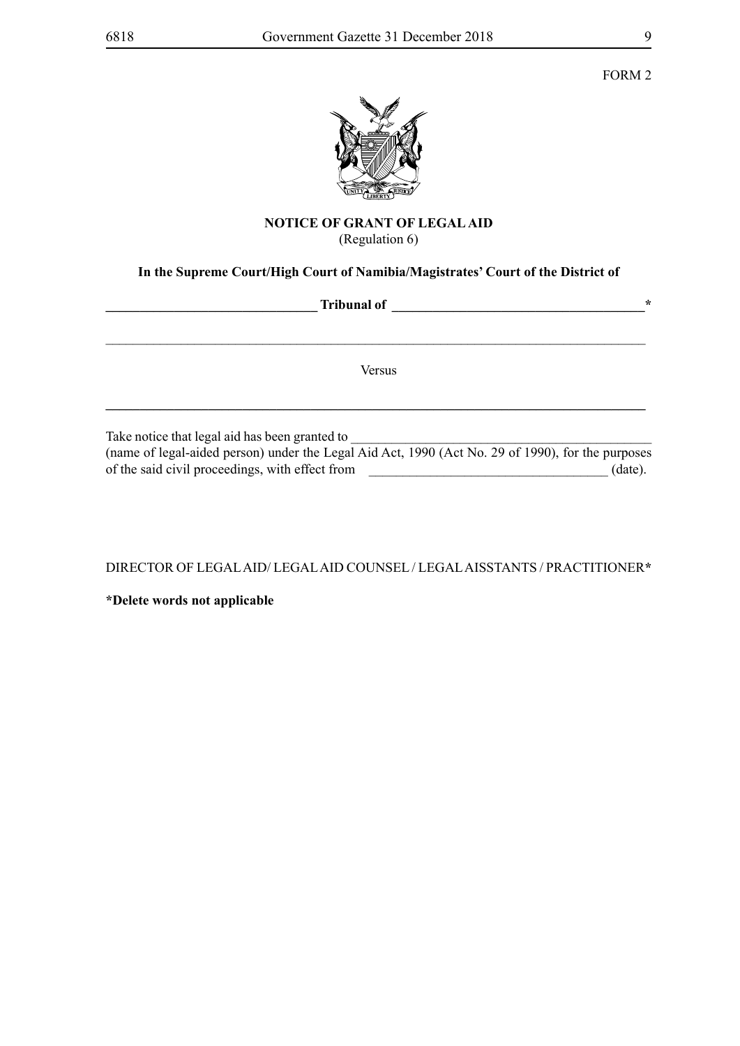FORM 2

**NOTICE OF GRANT OF LEGAL AID**
(Regulation 6)

**In the Supreme Court/High Court of Namibia/Magistrates' Court of the District of**

**_______________________________ Tribunal of _____________________________________***

_______________________________________________________________________________

Versus

_______________________________________________________________________________

Take notice that legal aid has been granted to ____________________________________________ (name of legal-aided person) under the Legal Aid Act, 1990 (Act No. 29 of 1990), for the purposes of the said civil proceedings, with effect from ___________________________________ (date).

DIRECTOR OF LEGAL AID/ LEGAL AID COUNSEL / LEGAL AISSTANTS / PRACTITIONER*

**\*Delete words not applicable**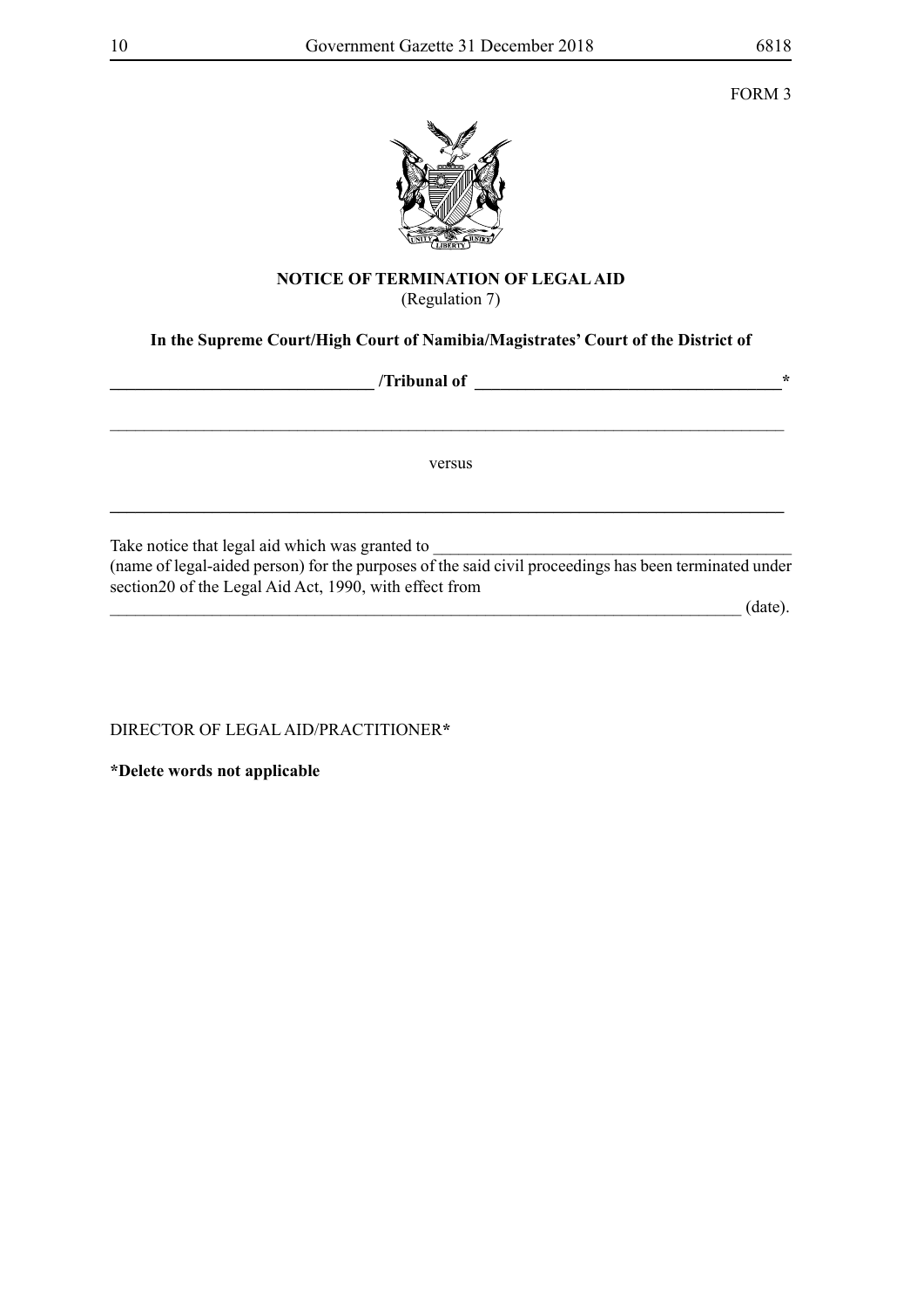FORM 3

**NOTICE OF TERMINATION OF LEGAL AID**
(Regulation 7)

**In the Supreme Court/High Court of Namibia/Magistrates' Court of the District of**

**_______________________________ /Tribunal of ____________________________________***

_______________________________________________________________________________

versus

_______________________________________________________________________________

Take notice that legal aid which was granted to __________________________________________
(name of legal-aided person) for the purposes of the said civil proceedings has been terminated under section20 of the Legal Aid Act, 1990, with effect from
_____________________________________________________________________________ (date).

DIRECTOR OF LEGAL AID/PRACTITIONER*

**\*Delete words not applicable**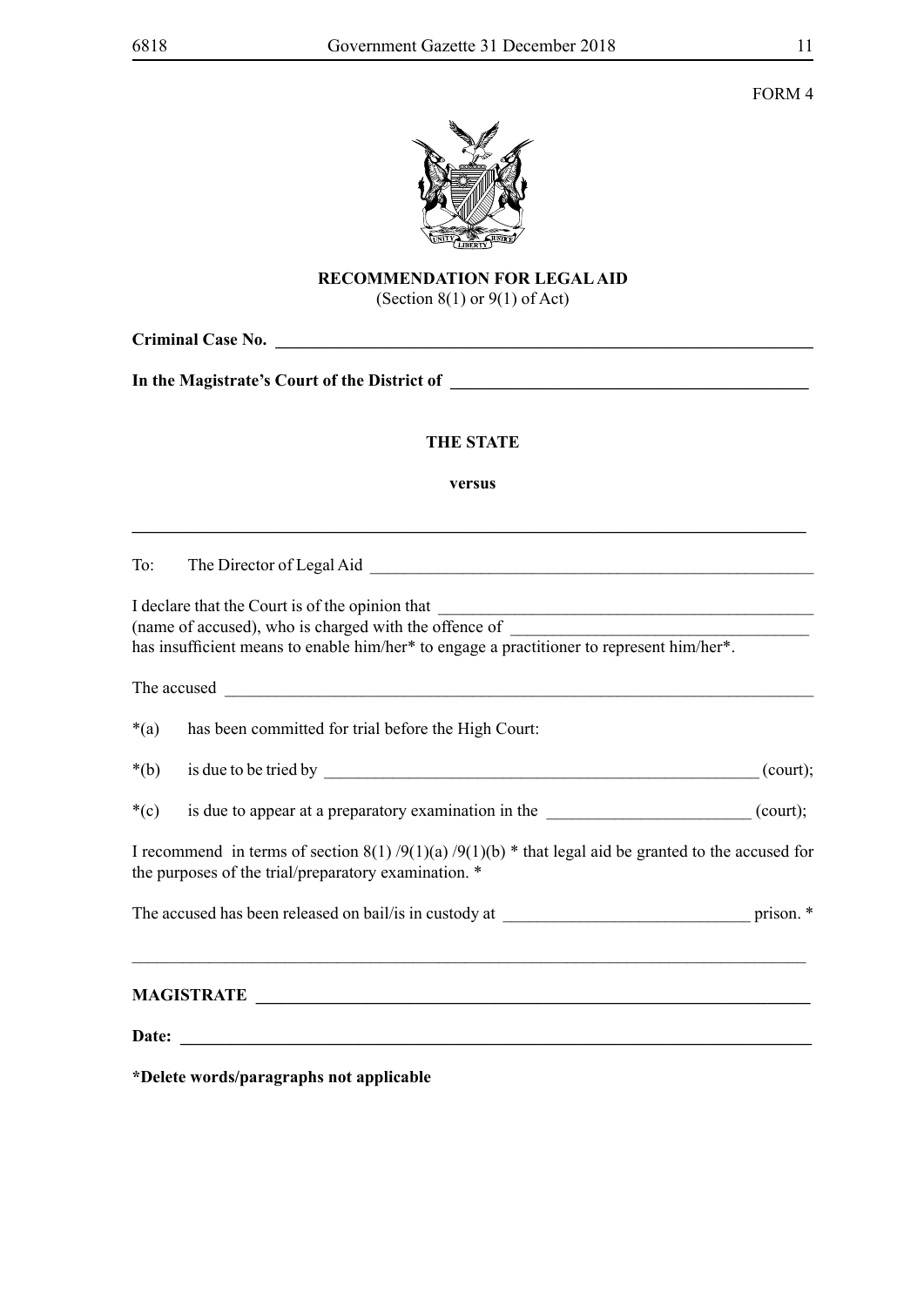FORM 4

**RECOMMENDATION FOR LEGAL AID**
(Section 8(1) or 9(1) of Act)

**Criminal Case No. ________________________________________**

**In the Magistrate's Court of the District of ______________________________**

**THE STATE**

**versus**

________________________________________________________________

To: The Director of Legal Aid ________________________________________

I declare that the Court is of the opinion that ________________________________
(name of accused), who is charged with the offence of __________________________
has insufficient means to enable him/her* to engage a practitioner to represent him/her*.

The accused ________________________________________________________

*(a) has been committed for trial before the High Court:

*(b) is due to be tried by ________________________________________ (court);

*(c) is due to appear at a preparatory examination in the ____________________ (court);

I recommend in terms of section 8(1) /9(1)(a) /9(1)(b) * that legal aid be granted to the accused for the purposes of the trial/preparatory examination. *

The accused has been released on bail/is in custody at ________________________ prison. *

________________________________________________________________

**MAGISTRATE ________________________________________________**

**Date: ______________________________________________________**

***Delete words/paragraphs not applicable**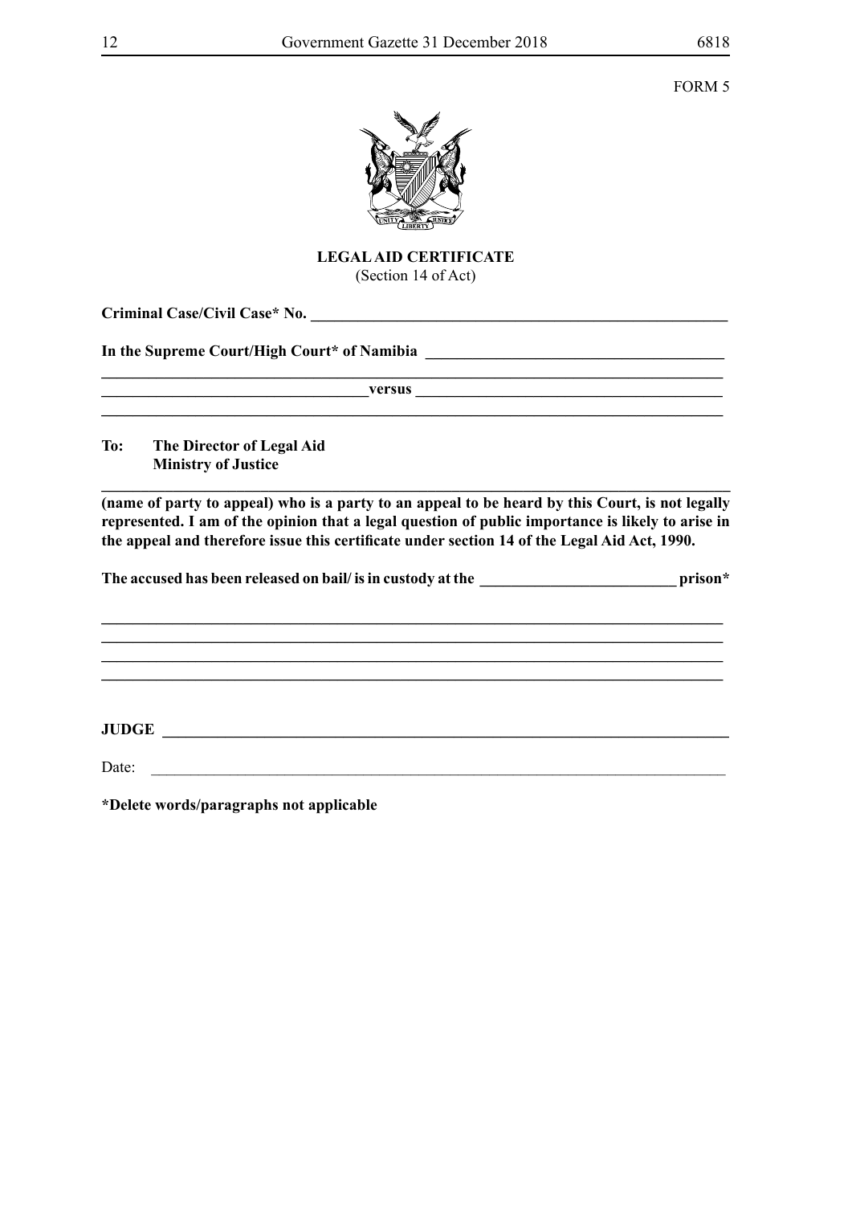FORM 5

**LEGAL AID CERTIFICATE**
(Section 14 of Act)

**Criminal Case/Civil Case* No. \_\_\_\_\_\_\_\_\_\_\_\_\_\_\_\_\_\_\_\_\_\_\_\_\_\_\_\_\_\_\_\_\_\_\_\_\_\_\_\_\_\_\_\_\_\_\_\_**

**In the Supreme Court/High Court* of Namibia \_\_\_\_\_\_\_\_\_\_\_\_\_\_\_\_\_\_\_\_\_\_\_\_\_\_\_\_\_\_\_\_\_\_\_\_**

\_\_\_\_\_\_\_\_\_\_\_\_\_\_\_\_\_\_\_\_\_\_\_\_\_\_\_\_\_\_\_\_\_\_\_\_\_\_\_\_\_\_\_\_\_\_\_\_\_\_\_\_\_\_\_\_\_\_\_\_\_\_\_\_\_\_\_\_\_\_\_\_\_\_\_\_

**\_\_\_\_\_\_\_\_\_\_\_\_\_\_\_\_\_\_\_\_\_\_\_\_\_\_\_\_\_\_\_\_versus \_\_\_\_\_\_\_\_\_\_\_\_\_\_\_\_\_\_\_\_\_\_\_\_\_\_\_\_\_\_\_\_\_\_\_\_\_\_**

\_\_\_\_\_\_\_\_\_\_\_\_\_\_\_\_\_\_\_\_\_\_\_\_\_\_\_\_\_\_\_\_\_\_\_\_\_\_\_\_\_\_\_\_\_\_\_\_\_\_\_\_\_\_\_\_\_\_\_\_\_\_\_\_\_\_\_\_\_\_\_\_\_\_\_\_

**To: The Director of Legal Aid**
**Ministry of Justice**

\_\_\_\_\_\_\_\_\_\_\_\_\_\_\_\_\_\_\_\_\_\_\_\_\_\_\_\_\_\_\_\_\_\_\_\_\_\_\_\_\_\_\_\_\_\_\_\_\_\_\_\_\_\_\_\_\_\_\_\_\_\_\_\_\_\_\_\_\_\_\_\_\_\_\_\_

**(name of party to appeal) who is a party to an appeal to be heard by this Court, is not legally represented. I am of the opinion that a legal question of public importance is likely to arise in the appeal and therefore issue this certificate under section 14 of the Legal Aid Act, 1990.**

**The accused has been released on bail/ is in custody at the \_\_\_\_\_\_\_\_\_\_\_\_\_\_\_\_\_\_\_\_\_\_\_\_\_ prison***

\_\_\_\_\_\_\_\_\_\_\_\_\_\_\_\_\_\_\_\_\_\_\_\_\_\_\_\_\_\_\_\_\_\_\_\_\_\_\_\_\_\_\_\_\_\_\_\_\_\_\_\_\_\_\_\_\_\_\_\_\_\_\_\_\_\_\_\_\_\_\_\_\_\_\_\_
\_\_\_\_\_\_\_\_\_\_\_\_\_\_\_\_\_\_\_\_\_\_\_\_\_\_\_\_\_\_\_\_\_\_\_\_\_\_\_\_\_\_\_\_\_\_\_\_\_\_\_\_\_\_\_\_\_\_\_\_\_\_\_\_\_\_\_\_\_\_\_\_\_\_\_\_
\_\_\_\_\_\_\_\_\_\_\_\_\_\_\_\_\_\_\_\_\_\_\_\_\_\_\_\_\_\_\_\_\_\_\_\_\_\_\_\_\_\_\_\_\_\_\_\_\_\_\_\_\_\_\_\_\_\_\_\_\_\_\_\_\_\_\_\_\_\_\_\_\_\_\_\_
\_\_\_\_\_\_\_\_\_\_\_\_\_\_\_\_\_\_\_\_\_\_\_\_\_\_\_\_\_\_\_\_\_\_\_\_\_\_\_\_\_\_\_\_\_\_\_\_\_\_\_\_\_\_\_\_\_\_\_\_\_\_\_\_\_\_\_\_\_\_\_\_\_\_\_\_

**JUDGE \_\_\_\_\_\_\_\_\_\_\_\_\_\_\_\_\_\_\_\_\_\_\_\_\_\_\_\_\_\_\_\_\_\_\_\_\_\_\_\_\_\_\_\_\_\_\_\_\_\_\_\_\_\_\_\_\_\_\_\_\_\_\_\_\_\_\_\_\_**

Date: \_\_\_\_\_\_\_\_\_\_\_\_\_\_\_\_\_\_\_\_\_\_\_\_\_\_\_\_\_\_\_\_\_\_\_\_\_\_\_\_\_\_\_\_\_\_\_\_\_\_\_\_\_\_\_\_\_\_\_\_\_\_\_\_\_\_\_\_\_

***Delete words/paragraphs not applicable**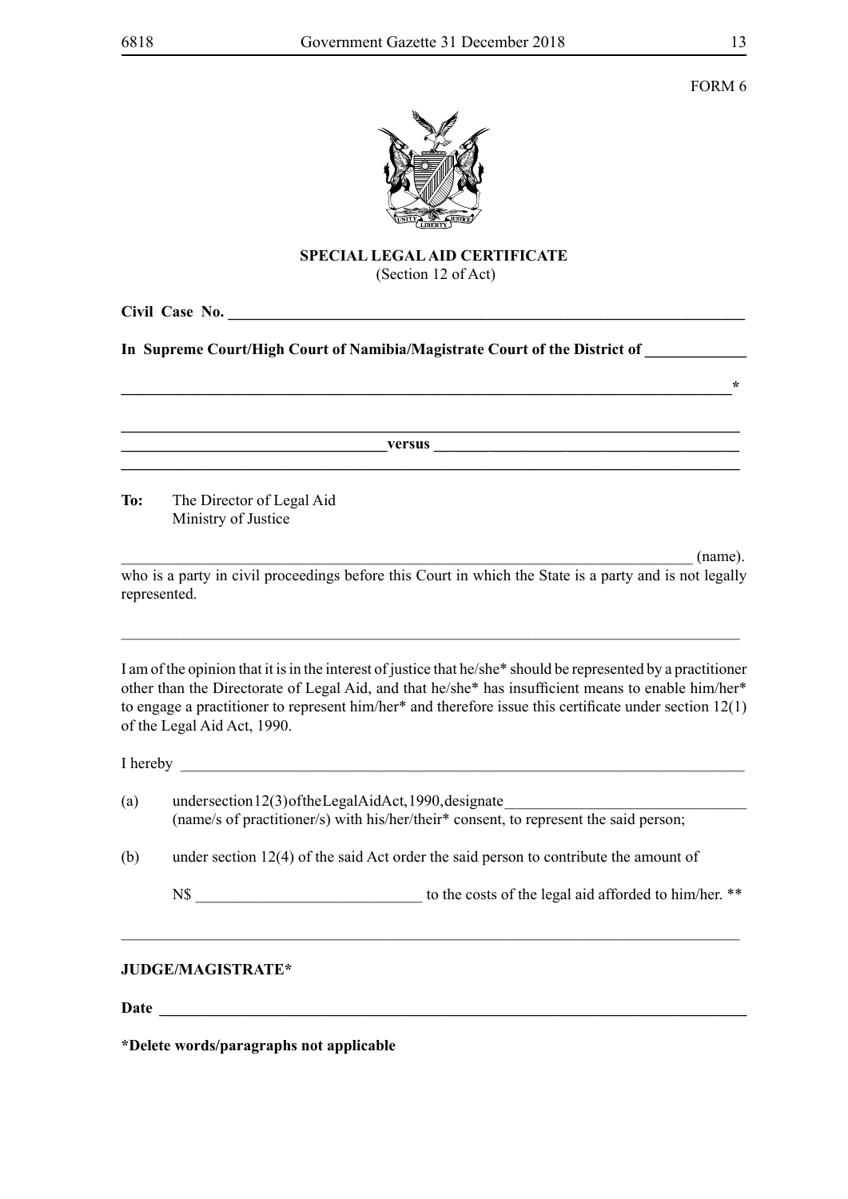FORM 6

**SPECIAL LEGAL AID CERTIFICATE**
(Section 12 of Act)

**Civil Case No. ____________________________________________**

**In Supreme Court/High Court of Namibia/Magistrate Court of the District of ______________**

**______________________________________________________________________***

**______________________________________________________________________**

**______________________________ versus ______________________________**

**______________________________________________________________________**

**To:** The Director of Legal Aid
Ministry of Justice

______________________________________________________________________ (name).
who is a party in civil proceedings before this Court in which the State is a party and is not legally represented.

______________________________________________________________________

I am of the opinion that it is in the interest of justice that he/she* should be represented by a practitioner other than the Directorate of Legal Aid, and that he/she* has insufficient means to enable him/her* to engage a practitioner to represent him/her* and therefore issue this certificate under section 12(1) of the Legal Aid Act, 1990.

I hereby ______________________________________________________________________

(a) under section 12(3) of the Legal Aid Act, 1990, designate ______________________________ (name/s of practitioner/s) with his/her/their* consent, to represent the said person;

(b) under section 12(4) of the said Act order the said person to contribute the amount of

N$ ____________________________ to the costs of the legal aid afforded to him/her. **

______________________________________________________________________

**JUDGE/MAGISTRATE***

**Date ______________________________________________________________________**

**\*Delete words/paragraphs not applicable**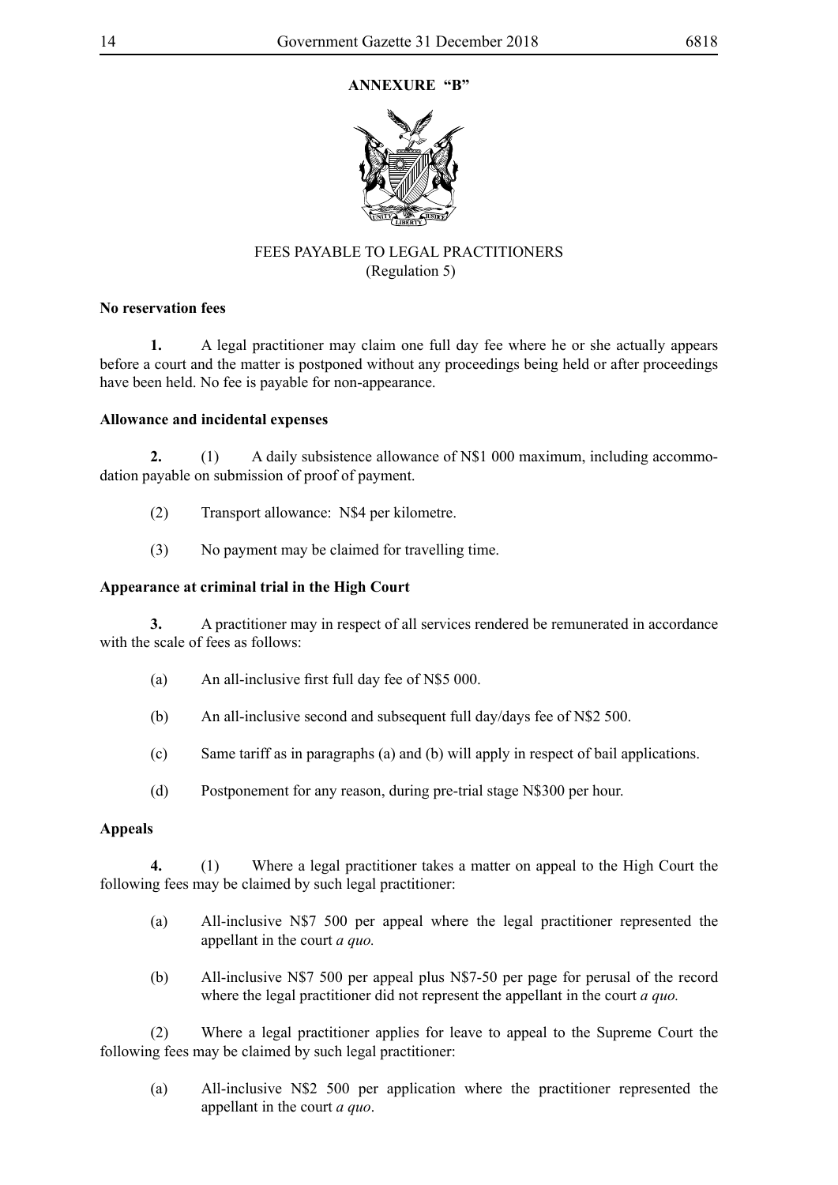**ANNEXURE "B"**

FEES PAYABLE TO LEGAL PRACTITIONERS
(Regulation 5)

**No reservation fees**

**1.** A legal practitioner may claim one full day fee where he or she actually appears before a court and the matter is postponed without any proceedings being held or after proceedings have been held. No fee is payable for non-appearance.

**Allowance and incidental expenses**

**2.** (1) A daily subsistence allowance of N$1 000 maximum, including accommodation payable on submission of proof of payment.

(2) Transport allowance: N$4 per kilometre.

(3) No payment may be claimed for travelling time.

**Appearance at criminal trial in the High Court**

**3.** A practitioner may in respect of all services rendered be remunerated in accordance with the scale of fees as follows:

(a) An all-inclusive first full day fee of N$5 000.

(b) An all-inclusive second and subsequent full day/days fee of N$2 500.

(c) Same tariff as in paragraphs (a) and (b) will apply in respect of bail applications.

(d) Postponement for any reason, during pre-trial stage N$300 per hour.

**Appeals**

**4.** (1) Where a legal practitioner takes a matter on appeal to the High Court the following fees may be claimed by such legal practitioner:

(a) All-inclusive N$7 500 per appeal where the legal practitioner represented the appellant in the court *a quo.*

(b) All-inclusive N$7 500 per appeal plus N$7-50 per page for perusal of the record where the legal practitioner did not represent the appellant in the court *a quo.*

(2) Where a legal practitioner applies for leave to appeal to the Supreme Court the following fees may be claimed by such legal practitioner:

(a) All-inclusive N$2 500 per application where the practitioner represented the appellant in the court *a quo*.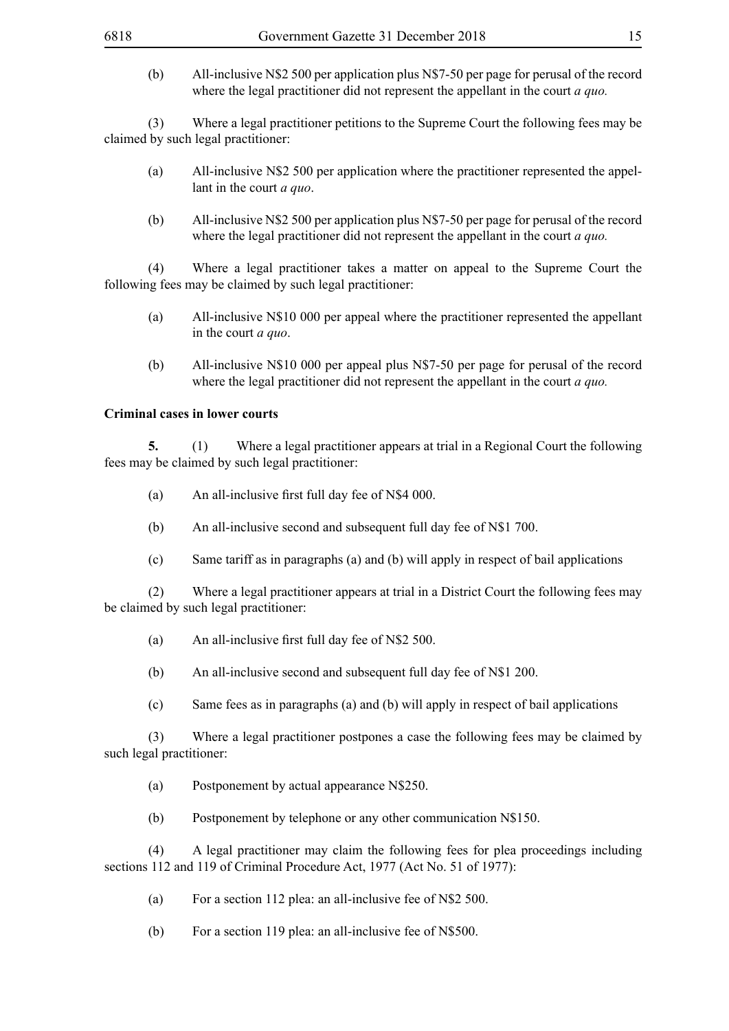(b) All-inclusive N$2 500 per application plus N$7-50 per page for perusal of the record where the legal practitioner did not represent the appellant in the court *a quo.*

(3) Where a legal practitioner petitions to the Supreme Court the following fees may be claimed by such legal practitioner:

(a) All-inclusive N$2 500 per application where the practitioner represented the appellant in the court *a quo*.

(b) All-inclusive N$2 500 per application plus N$7-50 per page for perusal of the record where the legal practitioner did not represent the appellant in the court *a quo.*

(4) Where a legal practitioner takes a matter on appeal to the Supreme Court the following fees may be claimed by such legal practitioner:

(a) All-inclusive N$10 000 per appeal where the practitioner represented the appellant in the court *a quo*.

(b) All-inclusive N$10 000 per appeal plus N$7-50 per page for perusal of the record where the legal practitioner did not represent the appellant in the court *a quo.*

**Criminal cases in lower courts**

**5.** (1) Where a legal practitioner appears at trial in a Regional Court the following fees may be claimed by such legal practitioner:

(a) An all-inclusive first full day fee of N$4 000.

(b) An all-inclusive second and subsequent full day fee of N$1 700.

(c) Same tariff as in paragraphs (a) and (b) will apply in respect of bail applications

(2) Where a legal practitioner appears at trial in a District Court the following fees may be claimed by such legal practitioner:

(a) An all-inclusive first full day fee of N$2 500.

(b) An all-inclusive second and subsequent full day fee of N$1 200.

(c) Same fees as in paragraphs (a) and (b) will apply in respect of bail applications

(3) Where a legal practitioner postpones a case the following fees may be claimed by such legal practitioner:

(a) Postponement by actual appearance N$250.

(b) Postponement by telephone or any other communication N$150.

(4) A legal practitioner may claim the following fees for plea proceedings including sections 112 and 119 of Criminal Procedure Act, 1977 (Act No. 51 of 1977):

(a) For a section 112 plea: an all-inclusive fee of N$2 500.

(b) For a section 119 plea: an all-inclusive fee of N$500.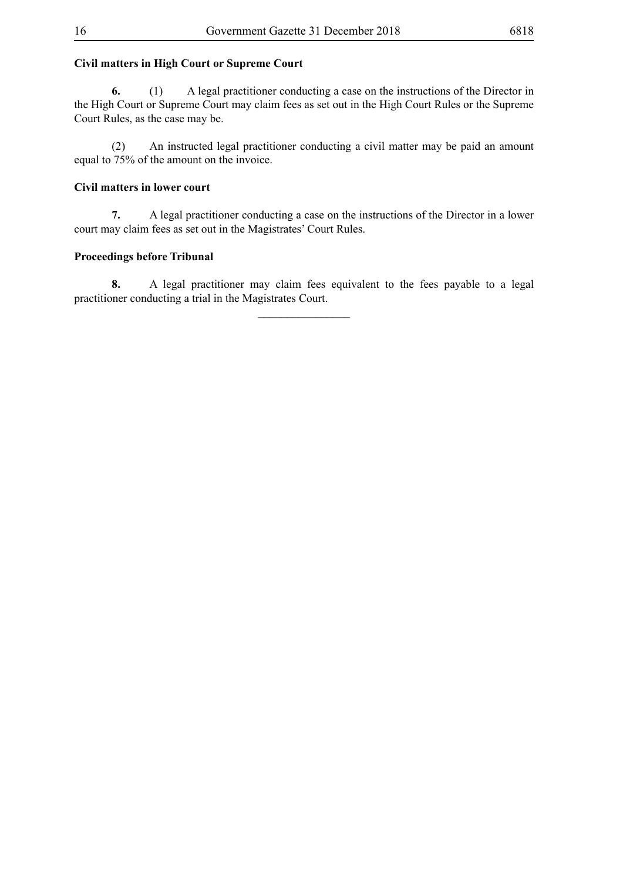**Civil matters in High Court or Supreme Court**

**6.** (1) A legal practitioner conducting a case on the instructions of the Director in the High Court or Supreme Court may claim fees as set out in the High Court Rules or the Supreme Court Rules, as the case may be.

(2) An instructed legal practitioner conducting a civil matter may be paid an amount equal to 75% of the amount on the invoice.

**Civil matters in lower court**

**7.** A legal practitioner conducting a case on the instructions of the Director in a lower court may claim fees as set out in the Magistrates' Court Rules.

**Proceedings before Tribunal**

**8.** A legal practitioner may claim fees equivalent to the fees payable to a legal practitioner conducting a trial in the Magistrates Court.

________________